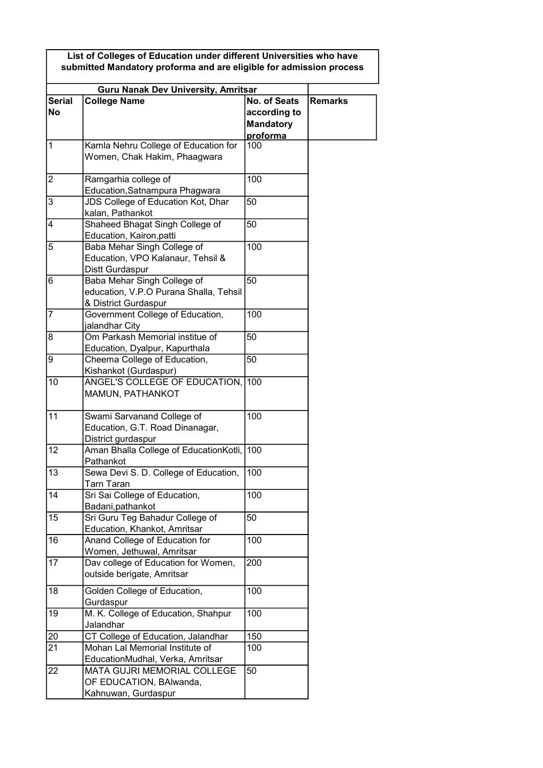## List of Colleges of Education under different Universities who have submitted Mandatory proforma and are eligible for admission process

### Guru Nanak Dev University, Amritsar

| Serial No | College Name | No. of Seats according to Mandatory proforma | Remarks |
|---|---|---|---|
| 1 | Kamla Nehru College of Education for Women, Chak Hakim, Phaagwara | 100 | |
| 2 | Ramgarhia college of Education,Satnampura Phagwara | 100 | |
| 3 | JDS College of Education Kot, Dhar kalan, Pathankot | 50 | |
| 4 | Shaheed Bhagat Singh College of Education, Kairon,patti | 50 | |
| 5 | Baba Mehar Singh College of Education, VPO Kalanaur, Tehsil & Distt Gurdaspur | 100 | |
| 6 | Baba Mehar Singh College of education, V.P.O Purana Shalla, Tehsil & District Gurdaspur | 50 | |
| 7 | Government College of Education, jalandhar City | 100 | |
| 8 | Om Parkash Memorial institue of Education, Dyalpur, Kapurthala | 50 | |
| 9 | Cheema College of Education, Kishankot (Gurdaspur) | 50 | |
| 10 | ANGEL'S COLLEGE OF EDUCATION, MAMUN, PATHANKOT | 100 | |
| 11 | Swami Sarvanand College of Education, G.T. Road Dinanagar, District gurdaspur | 100 | |
| 12 | Aman Bhalla College of EducationKotli, Pathankot | 100 | |
| 13 | Sewa Devi S. D. College of Education, Tarn Taran | 100 | |
| 14 | Sri Sai College of Education, Badani,pathankot | 100 | |
| 15 | Sri Guru Teg Bahadur College of Education, Khankot, Amritsar | 50 | |
| 16 | Anand College of Education for Women, Jethuwal, Amritsar | 100 | |
| 17 | Dav college of Education for Women, outside berigate, Amritsar | 200 | |
| 18 | Golden College of Education, Gurdaspur | 100 | |
| 19 | M. K. College of Education, Shahpur Jalandhar | 100 | |
| 20 | CT College of Education, Jalandhar | 150 | |
| 21 | Mohan Lal Memorial Institute of EducationMudhal, Verka, Amritsar | 100 | |
| 22 | MATA GUJRI MEMORIAL COLLEGE OF EDUCATION, BAlwanda, Kahnuwan, Gurdaspur | 50 | |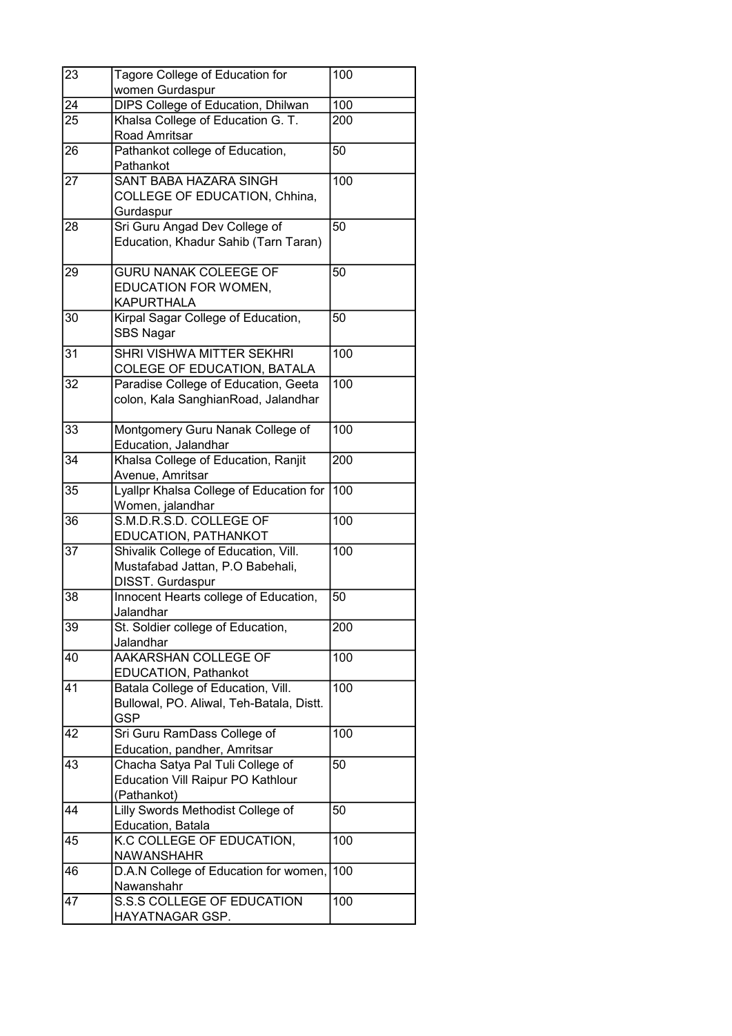| 23 | Tagore College of Education for women Gurdaspur | 100 |
|---|---|---|
| 24 | DIPS College of Education, Dhilwan | 100 |
| 25 | Khalsa College of Education G. T. Road Amritsar | 200 |
| 26 | Pathankot college of Education, Pathankot | 50 |
| 27 | SANT BABA HAZARA SINGH COLLEGE OF EDUCATION, Chhina, Gurdaspur | 100 |
| 28 | Sri Guru Angad Dev College of Education, Khadur Sahib (Tarn Taran) | 50 |
| 29 | GURU NANAK COLEEGE OF EDUCATION FOR WOMEN, KAPURTHALA | 50 |
| 30 | Kirpal Sagar College of Education, SBS Nagar | 50 |
| 31 | SHRI VISHWA MITTER SEKHRI COLEGE OF EDUCATION, BATALA | 100 |
| 32 | Paradise College of Education, Geeta colon, Kala SanghianRoad, Jalandhar | 100 |
| 33 | Montgomery Guru Nanak College of Education, Jalandhar | 100 |
| 34 | Khalsa College of Education, Ranjit Avenue, Amritsar | 200 |
| 35 | Lyallpr Khalsa College of Education for Women, jalandhar | 100 |
| 36 | S.M.D.R.S.D. COLLEGE OF EDUCATION, PATHANKOT | 100 |
| 37 | Shivalik College of Education, Vill. Mustafabad Jattan, P.O Babehali, DISST. Gurdaspur | 100 |
| 38 | Innocent Hearts college of Education, Jalandhar | 50 |
| 39 | St. Soldier college of Education, Jalandhar | 200 |
| 40 | AAKARSHAN COLLEGE OF EDUCATION, Pathankot | 100 |
| 41 | Batala College of Education, Vill. Bullowal, PO. Aliwal, Teh-Batala, Distt. GSP | 100 |
| 42 | Sri Guru RamDass College of Education, pandher, Amritsar | 100 |
| 43 | Chacha Satya Pal Tuli College of Education Vill Raipur PO Kathlour (Pathankot) | 50 |
| 44 | Lilly Swords Methodist College of Education, Batala | 50 |
| 45 | K.C COLLEGE OF EDUCATION, NAWANSHAHR | 100 |
| 46 | D.A.N College of Education for women, Nawanshahr | 100 |
| 47 | S.S.S COLLEGE OF EDUCATION HAYATNAGAR GSP. | 100 |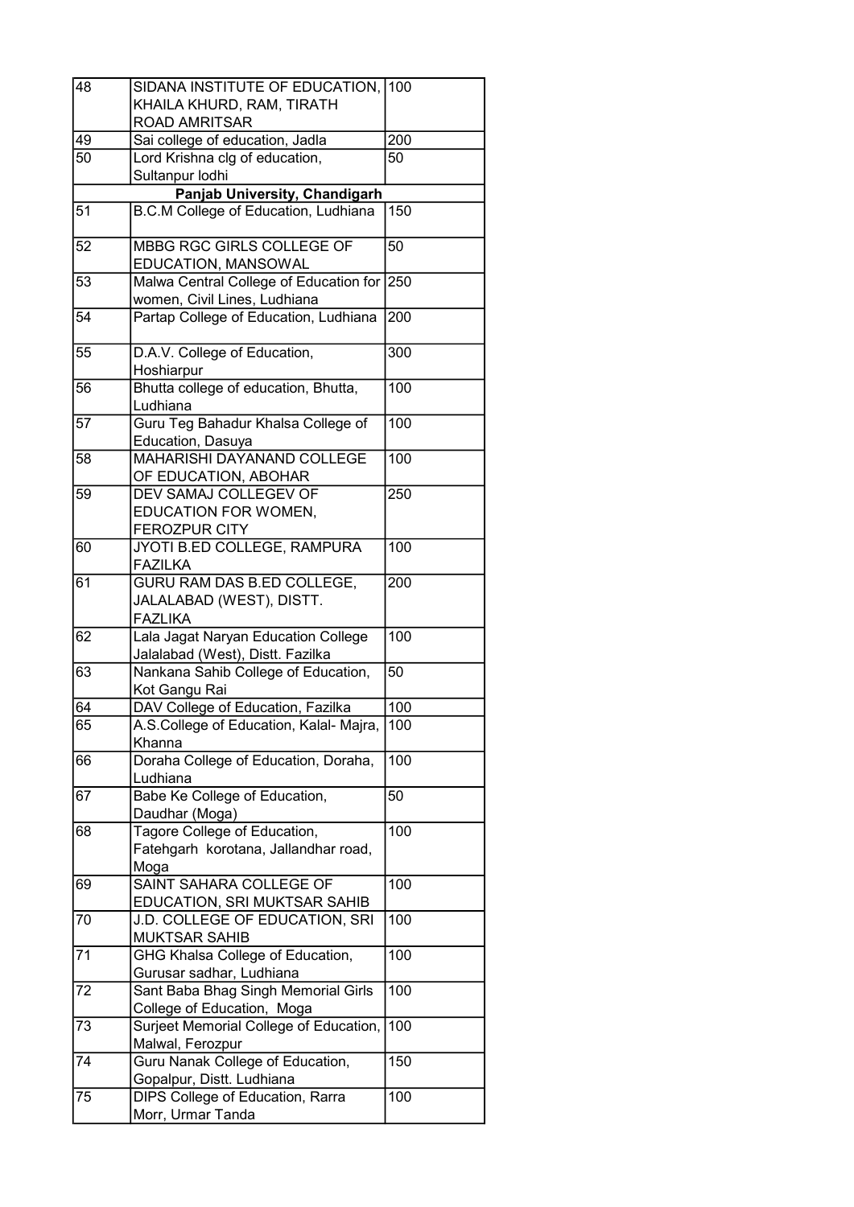| 48 | SIDANA INSTITUTE OF EDUCATION, KHAILA KHURD, RAM, TIRATH ROAD AMRITSAR | 100 |
|---|---|---|
| 49 | Sai college of education, Jadla | 200 |
| 50 | Lord Krishna clg of education, Sultanpur lodhi | 50 |
| | **Panjab University, Chandigarh** | |
| 51 | B.C.M College of Education, Ludhiana | 150 |
| 52 | MBBG RGC GIRLS COLLEGE OF EDUCATION, MANSOWAL | 50 |
| 53 | Malwa Central College of Education for women, Civil Lines, Ludhiana | 250 |
| 54 | Partap College of Education, Ludhiana | 200 |
| 55 | D.A.V. College of Education, Hoshiarpur | 300 |
| 56 | Bhutta college of education, Bhutta, Ludhiana | 100 |
| 57 | Guru Teg Bahadur Khalsa College of Education, Dasuya | 100 |
| 58 | MAHARISHI DAYANAND COLLEGE OF EDUCATION, ABOHAR | 100 |
| 59 | DEV SAMAJ COLLEGEV OF EDUCATION FOR WOMEN, FEROZPUR CITY | 250 |
| 60 | JYOTI B.ED COLLEGE, RAMPURA FAZILKA | 100 |
| 61 | GURU RAM DAS B.ED COLLEGE, JALALABAD (WEST), DISTT. FAZLIKA | 200 |
| 62 | Lala Jagat Naryan Education College Jalalabad (West), Distt. Fazilka | 100 |
| 63 | Nankana Sahib College of Education, Kot Gangu Rai | 50 |
| 64 | DAV College of Education, Fazilka | 100 |
| 65 | A.S.College of Education, Kalal- Majra, Khanna | 100 |
| 66 | Doraha College of Education, Doraha, Ludhiana | 100 |
| 67 | Babe Ke College of Education, Daudhar (Moga) | 50 |
| 68 | Tagore College of Education, Fatehgarh korotana, Jallandhar road, Moga | 100 |
| 69 | SAINT SAHARA COLLEGE OF EDUCATION, SRI MUKTSAR SAHIB | 100 |
| 70 | J.D. COLLEGE OF EDUCATION, SRI MUKTSAR SAHIB | 100 |
| 71 | GHG Khalsa College of Education, Gurusar sadhar, Ludhiana | 100 |
| 72 | Sant Baba Bhag Singh Memorial Girls College of Education, Moga | 100 |
| 73 | Surjeet Memorial College of Education, Malwal, Ferozpur | 100 |
| 74 | Guru Nanak College of Education, Gopalpur, Distt. Ludhiana | 150 |
| 75 | DIPS College of Education, Rarra Morr, Urmar Tanda | 100 |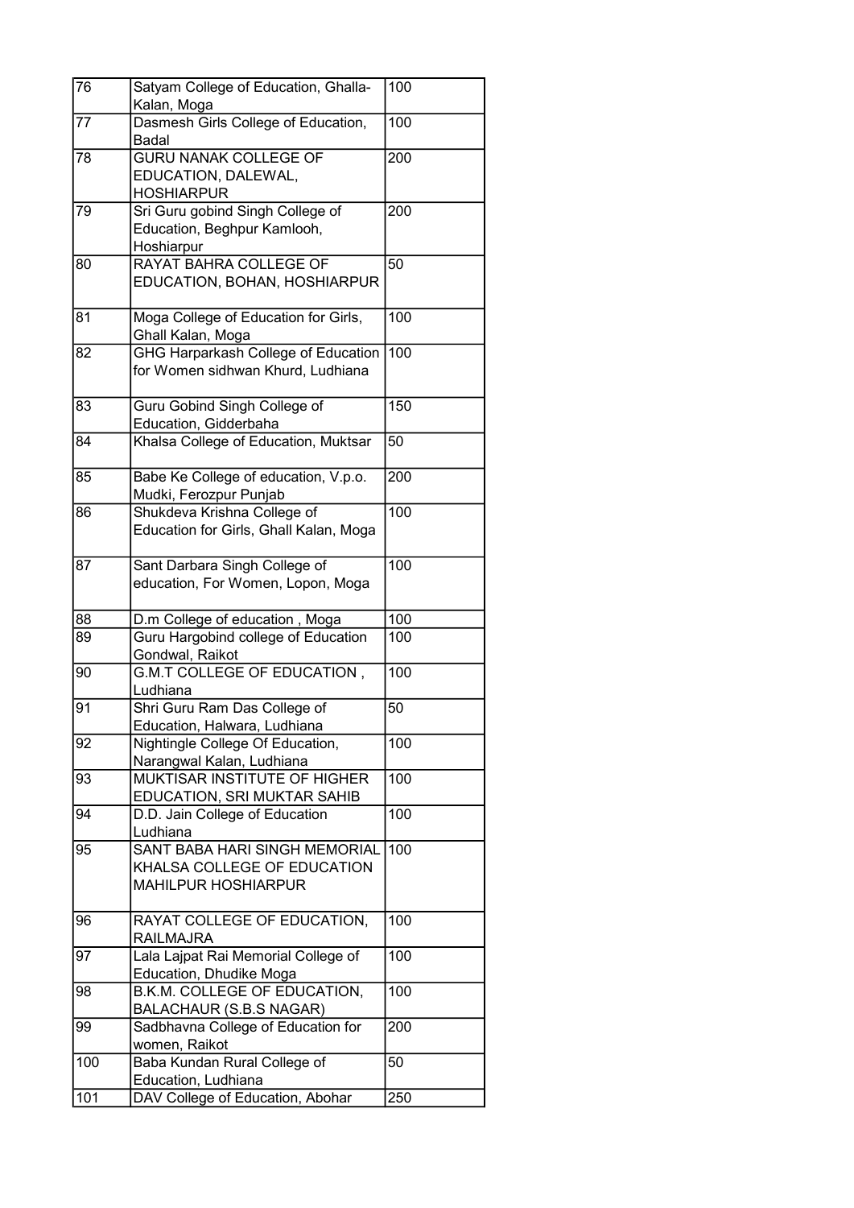| 76 | Satyam College of Education, Ghalla-Kalan, Moga | 100 |
|---|---|---|
| 77 | Dasmesh Girls College of Education, Badal | 100 |
| 78 | GURU NANAK COLLEGE OF EDUCATION, DALEWAL, HOSHIARPUR | 200 |
| 79 | Sri Guru gobind Singh College of Education, Beghpur Kamlooh, Hoshiarpur | 200 |
| 80 | RAYAT BAHRA COLLEGE OF EDUCATION, BOHAN, HOSHIARPUR | 50 |
| 81 | Moga College of Education for Girls, Ghall Kalan, Moga | 100 |
| 82 | GHG Harparkash College of Education for Women sidhwan Khurd, Ludhiana | 100 |
| 83 | Guru Gobind Singh College of Education, Gidderbaha | 150 |
| 84 | Khalsa College of Education, Muktsar | 50 |
| 85 | Babe Ke College of education, V.p.o. Mudki, Ferozpur Punjab | 200 |
| 86 | Shukdeva Krishna College of Education for Girls, Ghall Kalan, Moga | 100 |
| 87 | Sant Darbara Singh College of education, For Women, Lopon, Moga | 100 |
| 88 | D.m College of education , Moga | 100 |
| 89 | Guru Hargobind college of Education Gondwal, Raikot | 100 |
| 90 | G.M.T COLLEGE OF EDUCATION , Ludhiana | 100 |
| 91 | Shri Guru Ram Das College of Education, Halwara, Ludhiana | 50 |
| 92 | Nightingle College Of Education, Narangwal Kalan, Ludhiana | 100 |
| 93 | MUKTISAR INSTITUTE OF HIGHER EDUCATION, SRI MUKTAR SAHIB | 100 |
| 94 | D.D. Jain College of Education Ludhiana | 100 |
| 95 | SANT BABA HARI SINGH MEMORIAL KHALSA COLLEGE OF EDUCATION MAHILPUR HOSHIARPUR | 100 |
| 96 | RAYAT COLLEGE OF EDUCATION, RAILMAJRA | 100 |
| 97 | Lala Lajpat Rai Memorial College of Education, Dhudike Moga | 100 |
| 98 | B.K.M. COLLEGE OF EDUCATION, BALACHAUR (S.B.S NAGAR) | 100 |
| 99 | Sadbhavna College of Education for women, Raikot | 200 |
| 100 | Baba Kundan Rural College of Education, Ludhiana | 50 |
| 101 | DAV College of Education, Abohar | 250 |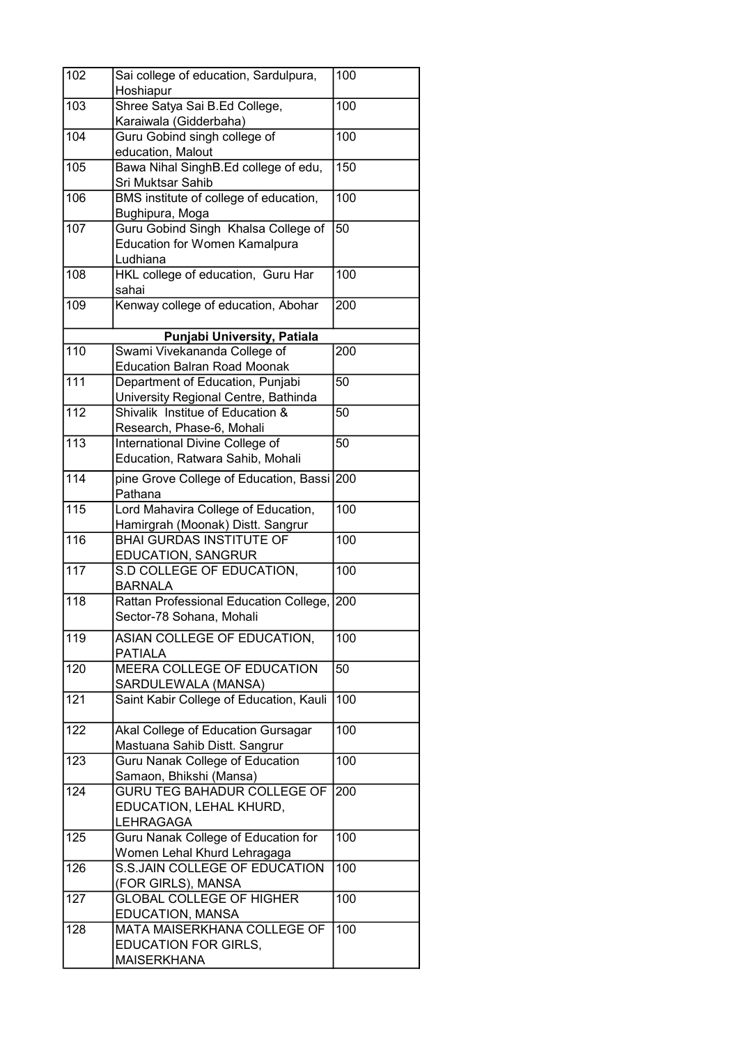| | | |
|---|---|---|
| 102 | Sai college of education, Sardulpura, Hoshiapur | 100 |
| 103 | Shree Satya Sai B.Ed College, Karaiwala (Gidderbaha) | 100 |
| 104 | Guru Gobind singh college of education, Malout | 100 |
| 105 | Bawa Nihal SinghB.Ed college of edu, Sri Muktsar Sahib | 150 |
| 106 | BMS institute of college of education, Bughipura, Moga | 100 |
| 107 | Guru Gobind Singh Khalsa College of Education for Women Kamalpura Ludhiana | 50 |
| 108 | HKL college of education, Guru Har sahai | 100 |
| 109 | Kenway college of education, Abohar | 200 |
| **Punjabi University, Patiala** | | |
| 110 | Swami Vivekananda College of Education Balran Road Moonak | 200 |
| 111 | Department of Education, Punjabi University Regional Centre, Bathinda | 50 |
| 112 | Shivalik Institue of Education & Research, Phase-6, Mohali | 50 |
| 113 | International Divine College of Education, Ratwara Sahib, Mohali | 50 |
| 114 | pine Grove College of Education, Bassi Pathana | 200 |
| 115 | Lord Mahavira College of Education, Hamirgrah (Moonak) Distt. Sangrur | 100 |
| 116 | BHAI GURDAS INSTITUTE OF EDUCATION, SANGRUR | 100 |
| 117 | S.D COLLEGE OF EDUCATION, BARNALA | 100 |
| 118 | Rattan Professional Education College, Sector-78 Sohana, Mohali | 200 |
| 119 | ASIAN COLLEGE OF EDUCATION, PATIALA | 100 |
| 120 | MEERA COLLEGE OF EDUCATION SARDULEWALA (MANSA) | 50 |
| 121 | Saint Kabir College of Education, Kauli | 100 |
| 122 | Akal College of Education Gursagar Mastuana Sahib Distt. Sangrur | 100 |
| 123 | Guru Nanak College of Education Samaon, Bhikshi (Mansa) | 100 |
| 124 | GURU TEG BAHADUR COLLEGE OF EDUCATION, LEHAL KHURD, LEHRAGAGA | 200 |
| 125 | Guru Nanak College of Education for Women Lehal Khurd Lehragaga | 100 |
| 126 | S.S.JAIN COLLEGE OF EDUCATION (FOR GIRLS), MANSA | 100 |
| 127 | GLOBAL COLLEGE OF HIGHER EDUCATION, MANSA | 100 |
| 128 | MATA MAISERKHANA COLLEGE OF EDUCATION FOR GIRLS, MAISERKHANA | 100 |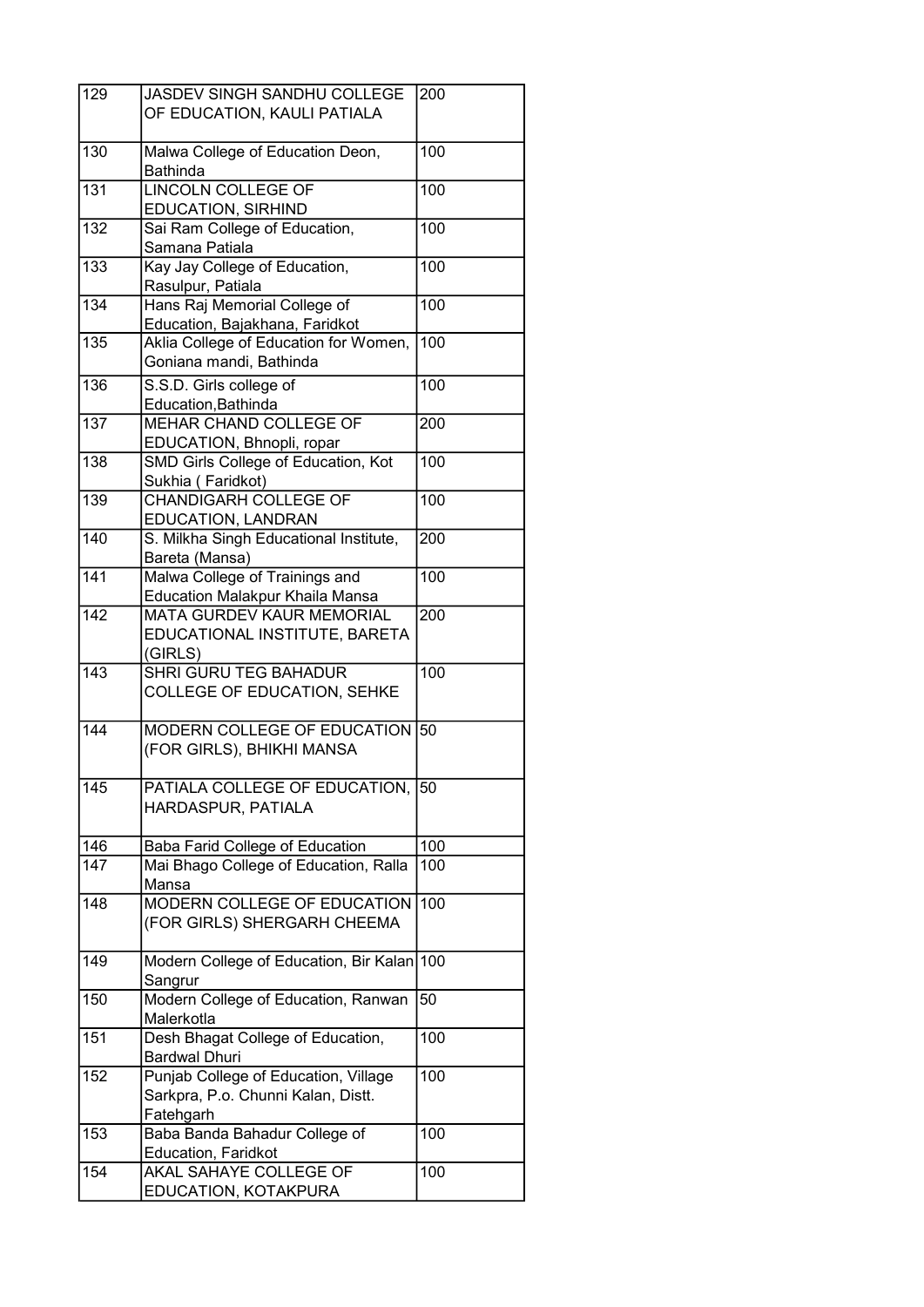| | | |
|---|---|---|
| 129 | JASDEV SINGH SANDHU COLLEGE OF EDUCATION, KAULI PATIALA | 200 |
| 130 | Malwa College of Education Deon, Bathinda | 100 |
| 131 | LINCOLN COLLEGE OF EDUCATION, SIRHIND | 100 |
| 132 | Sai Ram College of Education, Samana Patiala | 100 |
| 133 | Kay Jay College of Education, Rasulpur, Patiala | 100 |
| 134 | Hans Raj Memorial College of Education, Bajakhana, Faridkot | 100 |
| 135 | Aklia College of Education for Women, Goniana mandi, Bathinda | 100 |
| 136 | S.S.D. Girls college of Education,Bathinda | 100 |
| 137 | MEHAR CHAND COLLEGE OF EDUCATION, Bhnopli, ropar | 200 |
| 138 | SMD Girls College of Education, Kot Sukhia ( Faridkot) | 100 |
| 139 | CHANDIGARH COLLEGE OF EDUCATION, LANDRAN | 100 |
| 140 | S. Milkha Singh Educational Institute, Bareta (Mansa) | 200 |
| 141 | Malwa College of Trainings and Education Malakpur Khaila Mansa | 100 |
| 142 | MATA GURDEV KAUR MEMORIAL EDUCATIONAL INSTITUTE, BARETA (GIRLS) | 200 |
| 143 | SHRI GURU TEG BAHADUR COLLEGE OF EDUCATION, SEHKE | 100 |
| 144 | MODERN COLLEGE OF EDUCATION (FOR GIRLS), BHIKHI MANSA | 50 |
| 145 | PATIALA COLLEGE OF EDUCATION, HARDASPUR, PATIALA | 50 |
| 146 | Baba Farid College of Education | 100 |
| 147 | Mai Bhago College of Education, Ralla Mansa | 100 |
| 148 | MODERN COLLEGE OF EDUCATION (FOR GIRLS) SHERGARH CHEEMA | 100 |
| 149 | Modern College of Education, Bir Kalan Sangrur | 100 |
| 150 | Modern College of Education, Ranwan Malerkotla | 50 |
| 151 | Desh Bhagat College of Education, Bardwal Dhuri | 100 |
| 152 | Punjab College of Education, Village Sarkpra, P.o. Chunni Kalan, Distt. Fatehgarh | 100 |
| 153 | Baba Banda Bahadur College of Education, Faridkot | 100 |
| 154 | AKAL SAHAYE COLLEGE OF EDUCATION, KOTAKPURA | 100 |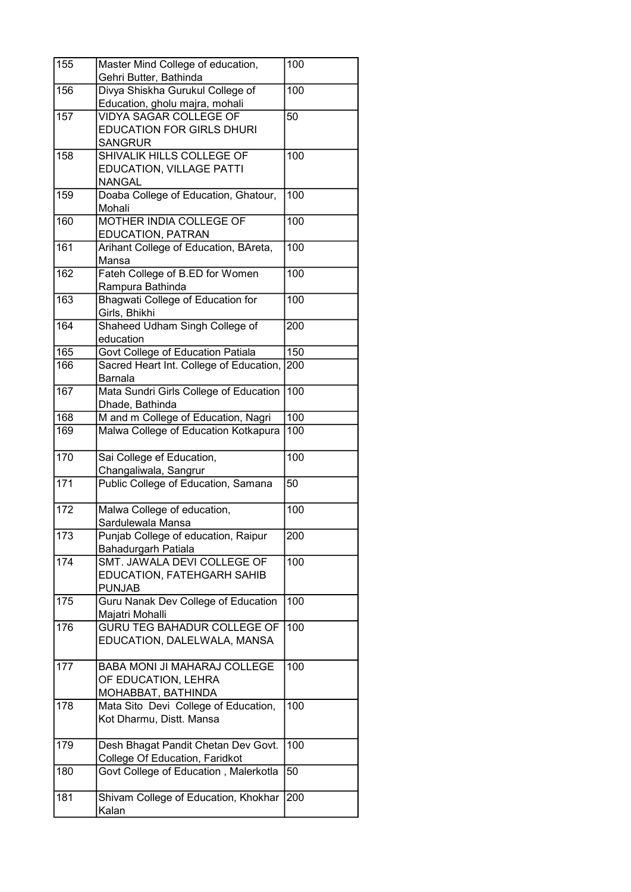| 155 | Master Mind College of education, Gehri Butter, Bathinda | 100 |
|---|---|---|
| 156 | Divya Shiskha Gurukul College of Education, gholu majra, mohali | 100 |
| 157 | VIDYA SAGAR COLLEGE OF EDUCATION FOR GIRLS DHURI SANGRUR | 50 |
| 158 | SHIVALIK HILLS COLLEGE OF EDUCATION, VILLAGE PATTI NANGAL | 100 |
| 159 | Doaba College of Education, Ghatour, Mohali | 100 |
| 160 | MOTHER INDIA COLLEGE OF EDUCATION, PATRAN | 100 |
| 161 | Arihant College of Education, BAreta, Mansa | 100 |
| 162 | Fateh College of B.ED for Women Rampura Bathinda | 100 |
| 163 | Bhagwati College of Education for Girls, Bhikhi | 100 |
| 164 | Shaheed Udham Singh College of education | 200 |
| 165 | Govt College of Education Patiala | 150 |
| 166 | Sacred Heart Int. College of Education, Barnala | 200 |
| 167 | Mata Sundri Girls College of Education Dhade, Bathinda | 100 |
| 168 | M and m College of Education, Nagri | 100 |
| 169 | Malwa College of Education Kotkapura | 100 |
| 170 | Sai College ef Education, Changaliwala, Sangrur | 100 |
| 171 | Public College of Education, Samana | 50 |
| 172 | Malwa College of education, Sardulewala Mansa | 100 |
| 173 | Punjab College of education, Raipur Bahadurgarh Patiala | 200 |
| 174 | SMT. JAWALA DEVI COLLEGE OF EDUCATION, FATEHGARH SAHIB PUNJAB | 100 |
| 175 | Guru Nanak Dev College of Education Majatri Mohalli | 100 |
| 176 | GURU TEG BAHADUR COLLEGE OF EDUCATION, DALELWALA, MANSA | 100 |
| 177 | BABA MONI JI MAHARAJ COLLEGE OF EDUCATION, LEHRA MOHABBAT, BATHINDA | 100 |
| 178 | Mata Sito Devi College of Education, Kot Dharmu, Distt. Mansa | 100 |
| 179 | Desh Bhagat Pandit Chetan Dev Govt. College Of Education, Faridkot | 100 |
| 180 | Govt College of Education , Malerkotla | 50 |
| 181 | Shivam College of Education, Khokhar Kalan | 200 |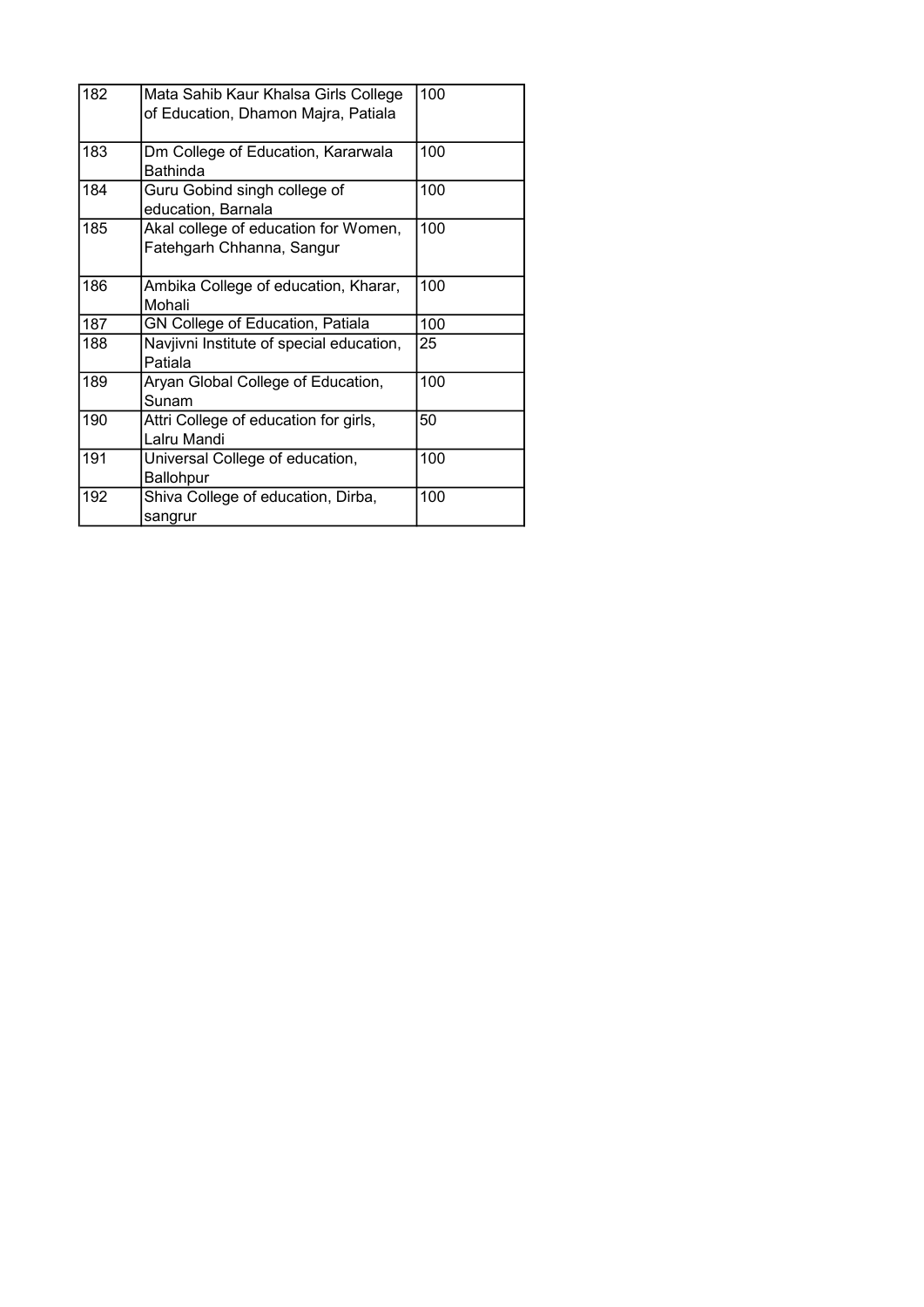| | | |
|---|---|---|
| 182 | Mata Sahib Kaur Khalsa Girls College of Education, Dhamon Majra, Patiala | 100 |
| 183 | Dm College of Education, Kararwala Bathinda | 100 |
| 184 | Guru Gobind singh college of education, Barnala | 100 |
| 185 | Akal college of education for Women, Fatehgarh Chhanna, Sangur | 100 |
| 186 | Ambika College of education, Kharar, Mohali | 100 |
| 187 | GN College of Education, Patiala | 100 |
| 188 | Navjivni Institute of special education, Patiala | 25 |
| 189 | Aryan Global College of Education, Sunam | 100 |
| 190 | Attri College of education for girls, Lalru Mandi | 50 |
| 191 | Universal College of education, Ballohpur | 100 |
| 192 | Shiva College of education, Dirba, sangrur | 100 |